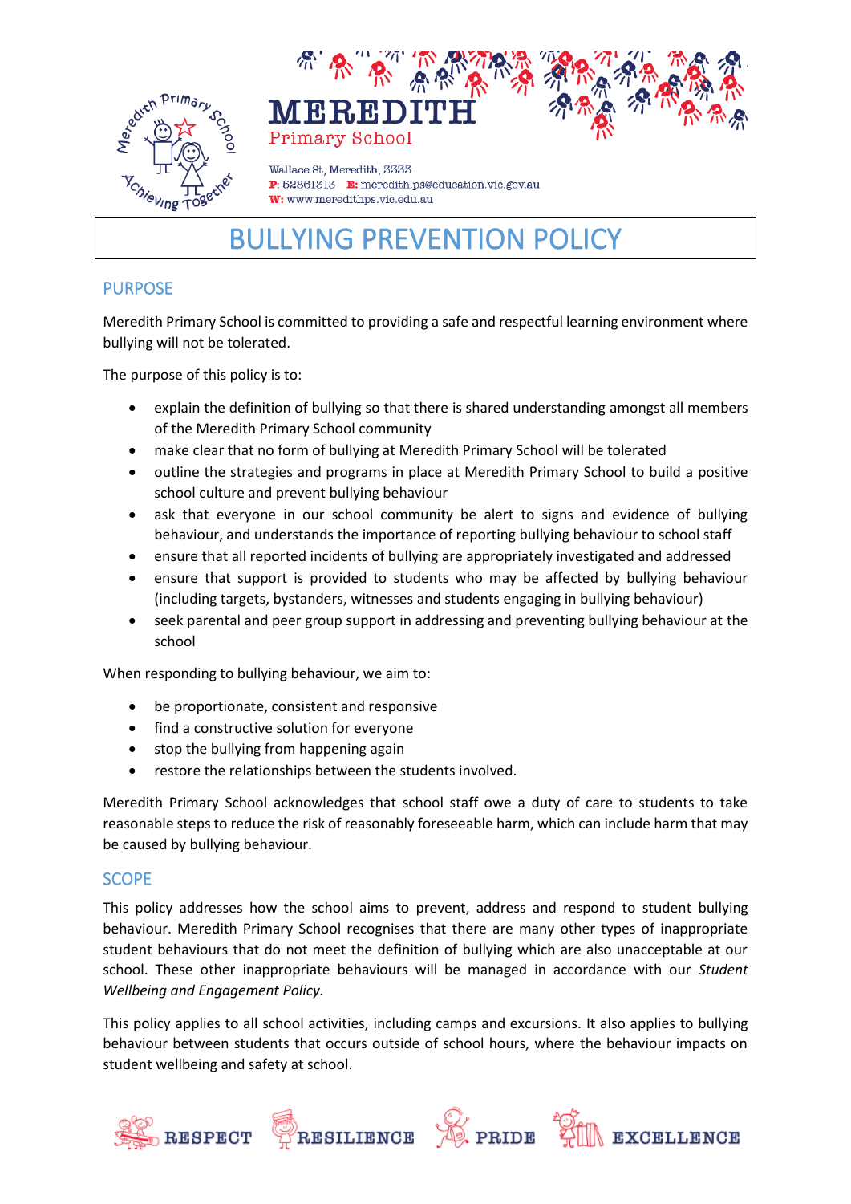# MEREDITH Primary School

Wallace St, Meredith, 3333
**P**: 52861313 **E:** meredith.ps@education.vic.gov.au
**W:** www.meredithps.vic.edu.au

# BULLYING PREVENTION POLICY

## PURPOSE

Meredith Primary School is committed to providing a safe and respectful learning environment where bullying will not be tolerated.

The purpose of this policy is to:

- explain the definition of bullying so that there is shared understanding amongst all members of the Meredith Primary School community
- make clear that no form of bullying at Meredith Primary School will be tolerated
- outline the strategies and programs in place at Meredith Primary School to build a positive school culture and prevent bullying behaviour
- ask that everyone in our school community be alert to signs and evidence of bullying behaviour, and understands the importance of reporting bullying behaviour to school staff
- ensure that all reported incidents of bullying are appropriately investigated and addressed
- ensure that support is provided to students who may be affected by bullying behaviour (including targets, bystanders, witnesses and students engaging in bullying behaviour)
- seek parental and peer group support in addressing and preventing bullying behaviour at the school

When responding to bullying behaviour, we aim to:

- be proportionate, consistent and responsive
- find a constructive solution for everyone
- stop the bullying from happening again
- restore the relationships between the students involved.

Meredith Primary School acknowledges that school staff owe a duty of care to students to take reasonable steps to reduce the risk of reasonably foreseeable harm, which can include harm that may be caused by bullying behaviour.

## SCOPE

This policy addresses how the school aims to prevent, address and respond to student bullying behaviour. Meredith Primary School recognises that there are many other types of inappropriate student behaviours that do not meet the definition of bullying which are also unacceptable at our school. These other inappropriate behaviours will be managed in accordance with our *Student Wellbeing and Engagement Policy.*

This policy applies to all school activities, including camps and excursions. It also applies to bullying behaviour between students that occurs outside of school hours, where the behaviour impacts on student wellbeing and safety at school.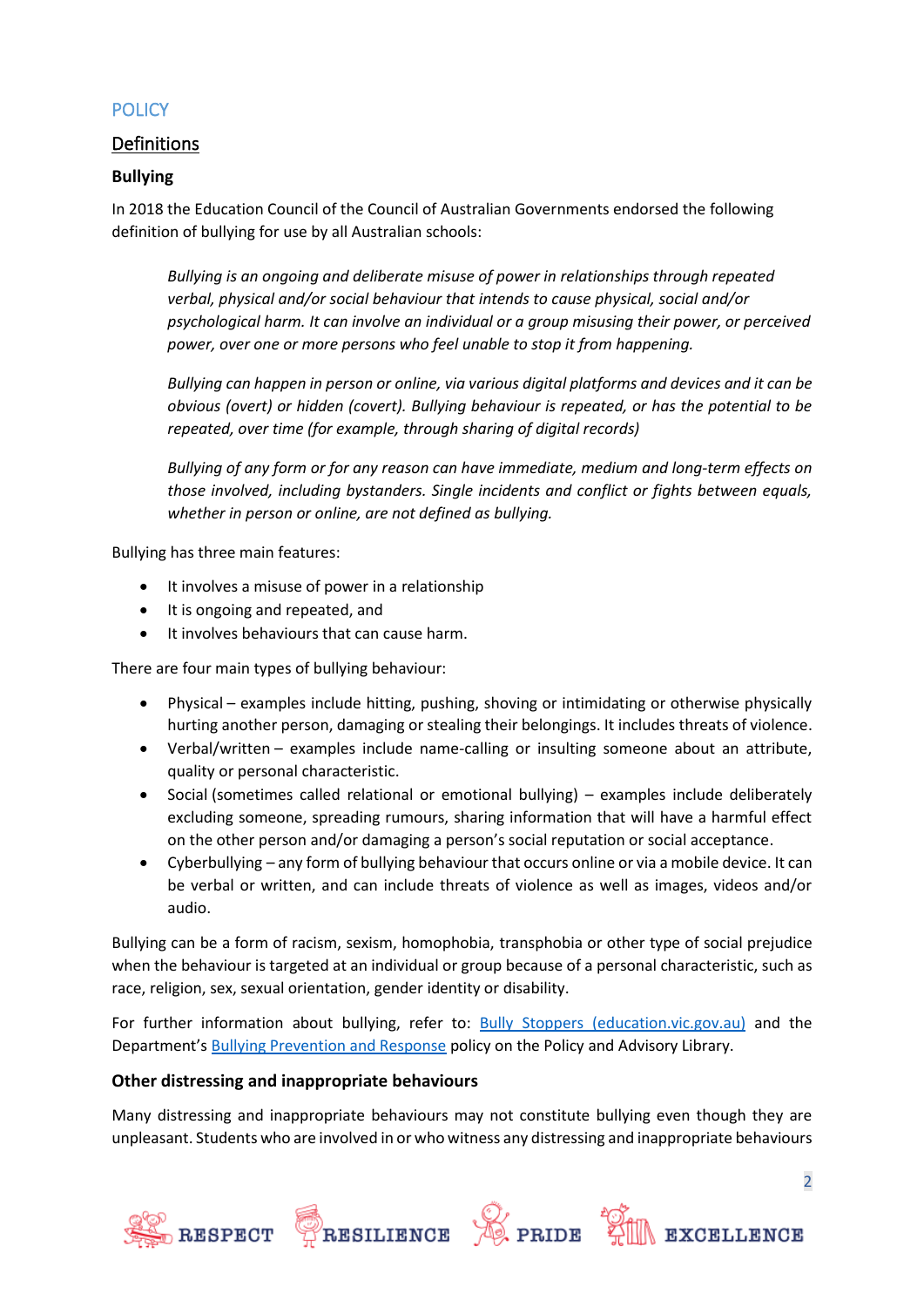## POLICY

### Definitions

**Bullying**

In 2018 the Education Council of the Council of Australian Governments endorsed the following definition of bullying for use by all Australian schools:

> *Bullying is an ongoing and deliberate misuse of power in relationships through repeated verbal, physical and/or social behaviour that intends to cause physical, social and/or psychological harm. It can involve an individual or a group misusing their power, or perceived power, over one or more persons who feel unable to stop it from happening.*
>
> *Bullying can happen in person or online, via various digital platforms and devices and it can be obvious (overt) or hidden (covert). Bullying behaviour is repeated, or has the potential to be repeated, over time (for example, through sharing of digital records)*
>
> *Bullying of any form or for any reason can have immediate, medium and long-term effects on those involved, including bystanders. Single incidents and conflict or fights between equals, whether in person or online, are not defined as bullying.*

Bullying has three main features:

- It involves a misuse of power in a relationship
- It is ongoing and repeated, and
- It involves behaviours that can cause harm.

There are four main types of bullying behaviour:

- Physical – examples include hitting, pushing, shoving or intimidating or otherwise physically hurting another person, damaging or stealing their belongings. It includes threats of violence.
- Verbal/written – examples include name-calling or insulting someone about an attribute, quality or personal characteristic.
- Social (sometimes called relational or emotional bullying) – examples include deliberately excluding someone, spreading rumours, sharing information that will have a harmful effect on the other person and/or damaging a person's social reputation or social acceptance.
- Cyberbullying – any form of bullying behaviour that occurs online or via a mobile device. It can be verbal or written, and can include threats of violence as well as images, videos and/or audio.

Bullying can be a form of racism, sexism, homophobia, transphobia or other type of social prejudice when the behaviour is targeted at an individual or group because of a personal characteristic, such as race, religion, sex, sexual orientation, gender identity or disability.

For further information about bullying, refer to: Bully Stoppers (education.vic.gov.au) and the Department's Bullying Prevention and Response policy on the Policy and Advisory Library.

**Other distressing and inappropriate behaviours**

Many distressing and inappropriate behaviours may not constitute bullying even though they are unpleasant. Students who are involved in or who witness any distressing and inappropriate behaviours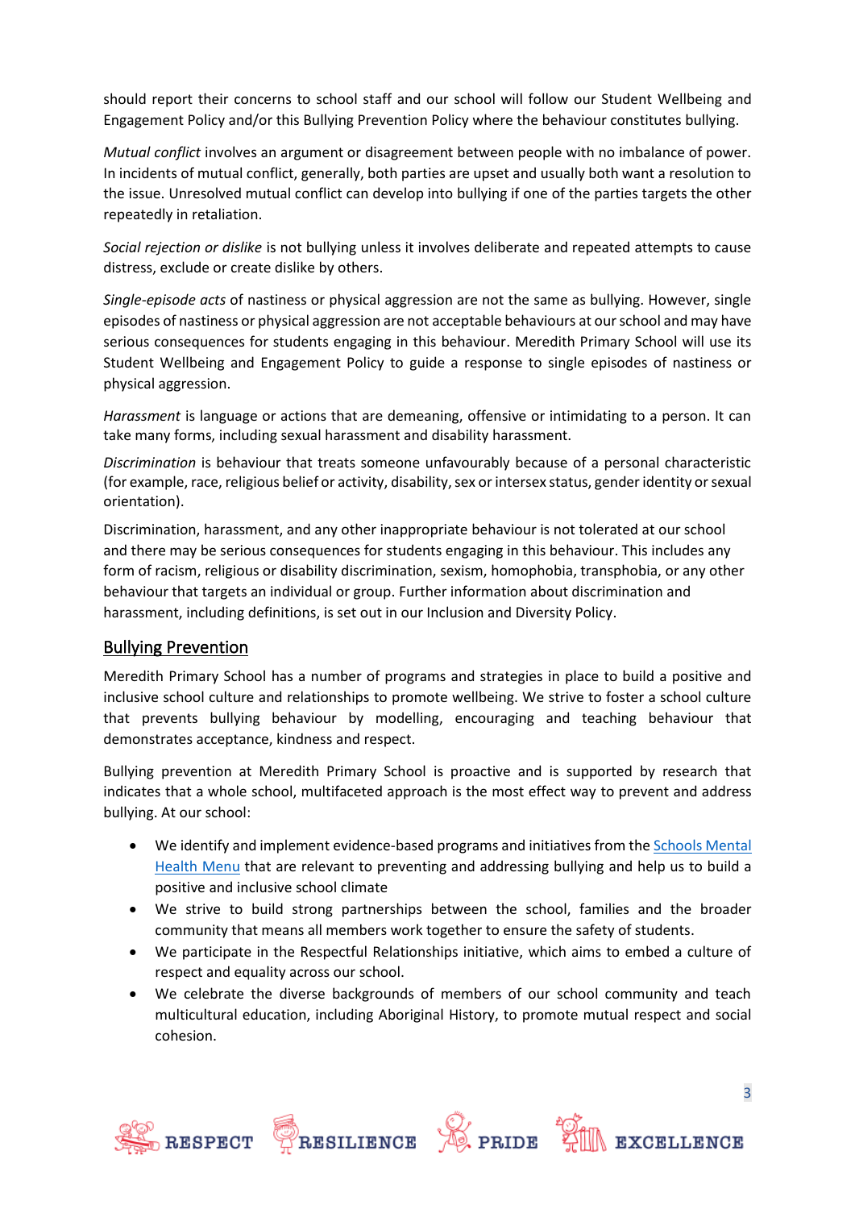should report their concerns to school staff and our school will follow our Student Wellbeing and Engagement Policy and/or this Bullying Prevention Policy where the behaviour constitutes bullying.

*Mutual conflict* involves an argument or disagreement between people with no imbalance of power. In incidents of mutual conflict, generally, both parties are upset and usually both want a resolution to the issue. Unresolved mutual conflict can develop into bullying if one of the parties targets the other repeatedly in retaliation.

*Social rejection or dislike* is not bullying unless it involves deliberate and repeated attempts to cause distress, exclude or create dislike by others.

*Single-episode acts* of nastiness or physical aggression are not the same as bullying. However, single episodes of nastiness or physical aggression are not acceptable behaviours at our school and may have serious consequences for students engaging in this behaviour. Meredith Primary School will use its Student Wellbeing and Engagement Policy to guide a response to single episodes of nastiness or physical aggression.

*Harassment* is language or actions that are demeaning, offensive or intimidating to a person. It can take many forms, including sexual harassment and disability harassment.

*Discrimination* is behaviour that treats someone unfavourably because of a personal characteristic (for example, race, religious belief or activity, disability, sex or intersex status, gender identity or sexual orientation).

Discrimination, harassment, and any other inappropriate behaviour is not tolerated at our school and there may be serious consequences for students engaging in this behaviour. This includes any form of racism, religious or disability discrimination, sexism, homophobia, transphobia, or any other behaviour that targets an individual or group. Further information about discrimination and harassment, including definitions, is set out in our Inclusion and Diversity Policy.

## Bullying Prevention

Meredith Primary School has a number of programs and strategies in place to build a positive and inclusive school culture and relationships to promote wellbeing. We strive to foster a school culture that prevents bullying behaviour by modelling, encouraging and teaching behaviour that demonstrates acceptance, kindness and respect.

Bullying prevention at Meredith Primary School is proactive and is supported by research that indicates that a whole school, multifaceted approach is the most effect way to prevent and address bullying. At our school:

- We identify and implement evidence-based programs and initiatives from the Schools Mental Health Menu that are relevant to preventing and addressing bullying and help us to build a positive and inclusive school climate
- We strive to build strong partnerships between the school, families and the broader community that means all members work together to ensure the safety of students.
- We participate in the Respectful Relationships initiative, which aims to embed a culture of respect and equality across our school.
- We celebrate the diverse backgrounds of members of our school community and teach multicultural education, including Aboriginal History, to promote mutual respect and social cohesion.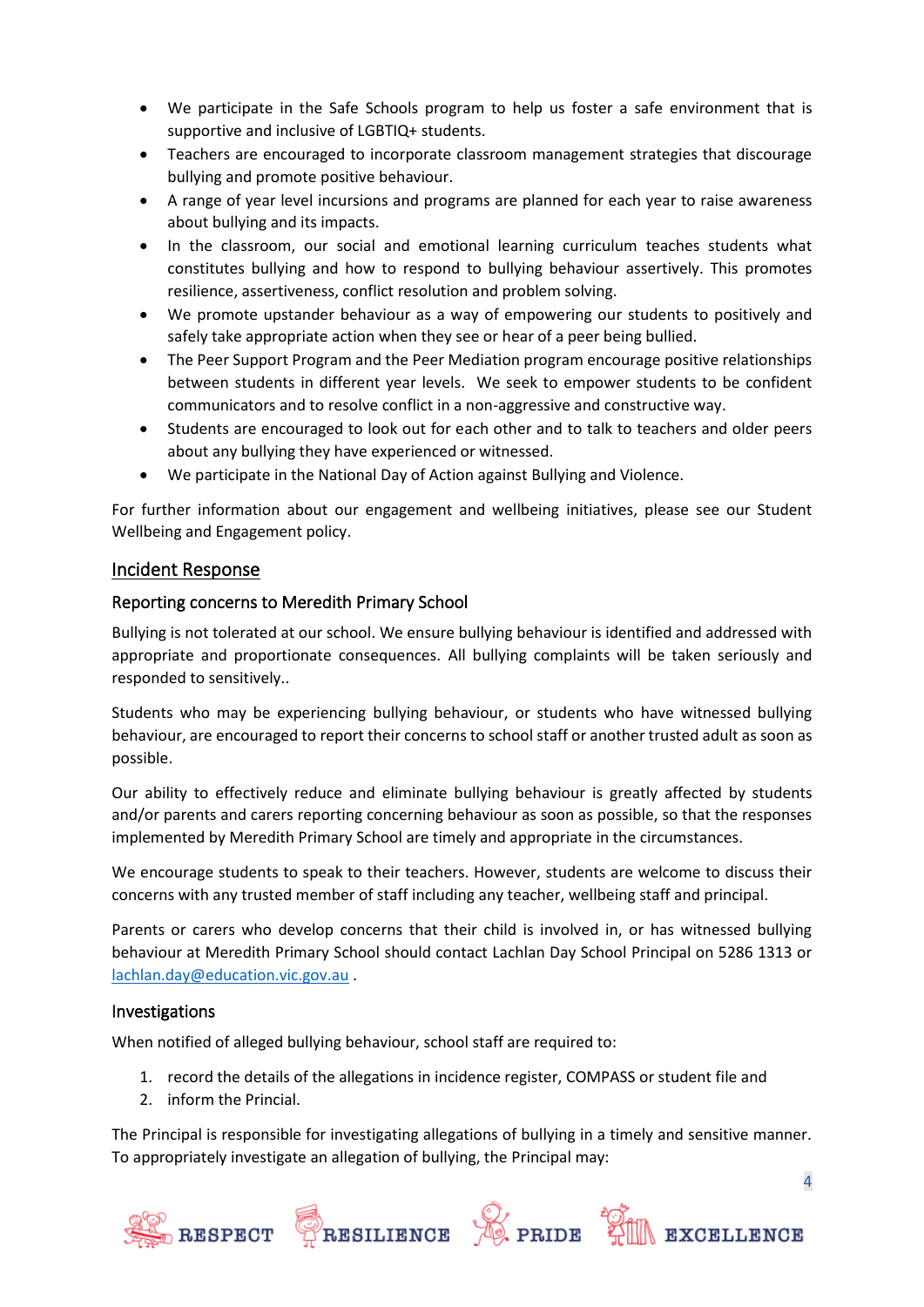- We participate in the Safe Schools program to help us foster a safe environment that is supportive and inclusive of LGBTIQ+ students.
- Teachers are encouraged to incorporate classroom management strategies that discourage bullying and promote positive behaviour.
- A range of year level incursions and programs are planned for each year to raise awareness about bullying and its impacts.
- In the classroom, our social and emotional learning curriculum teaches students what constitutes bullying and how to respond to bullying behaviour assertively. This promotes resilience, assertiveness, conflict resolution and problem solving.
- We promote upstander behaviour as a way of empowering our students to positively and safely take appropriate action when they see or hear of a peer being bullied.
- The Peer Support Program and the Peer Mediation program encourage positive relationships between students in different year levels. We seek to empower students to be confident communicators and to resolve conflict in a non-aggressive and constructive way.
- Students are encouraged to look out for each other and to talk to teachers and older peers about any bullying they have experienced or witnessed.
- We participate in the National Day of Action against Bullying and Violence.

For further information about our engagement and wellbeing initiatives, please see our Student Wellbeing and Engagement policy.

## Incident Response

### Reporting concerns to Meredith Primary School

Bullying is not tolerated at our school. We ensure bullying behaviour is identified and addressed with appropriate and proportionate consequences. All bullying complaints will be taken seriously and responded to sensitively..

Students who may be experiencing bullying behaviour, or students who have witnessed bullying behaviour, are encouraged to report their concerns to school staff or another trusted adult as soon as possible.

Our ability to effectively reduce and eliminate bullying behaviour is greatly affected by students and/or parents and carers reporting concerning behaviour as soon as possible, so that the responses implemented by Meredith Primary School are timely and appropriate in the circumstances.

We encourage students to speak to their teachers. However, students are welcome to discuss their concerns with any trusted member of staff including any teacher, wellbeing staff and principal.

Parents or carers who develop concerns that their child is involved in, or has witnessed bullying behaviour at Meredith Primary School should contact Lachlan Day School Principal on 5286 1313 or lachlan.day@education.vic.gov.au .

### Investigations

When notified of alleged bullying behaviour, school staff are required to:

1. record the details of the allegations in incidence register, COMPASS or student file and
2. inform the Princial.

The Principal is responsible for investigating allegations of bullying in a timely and sensitive manner. To appropriately investigate an allegation of bullying, the Principal may: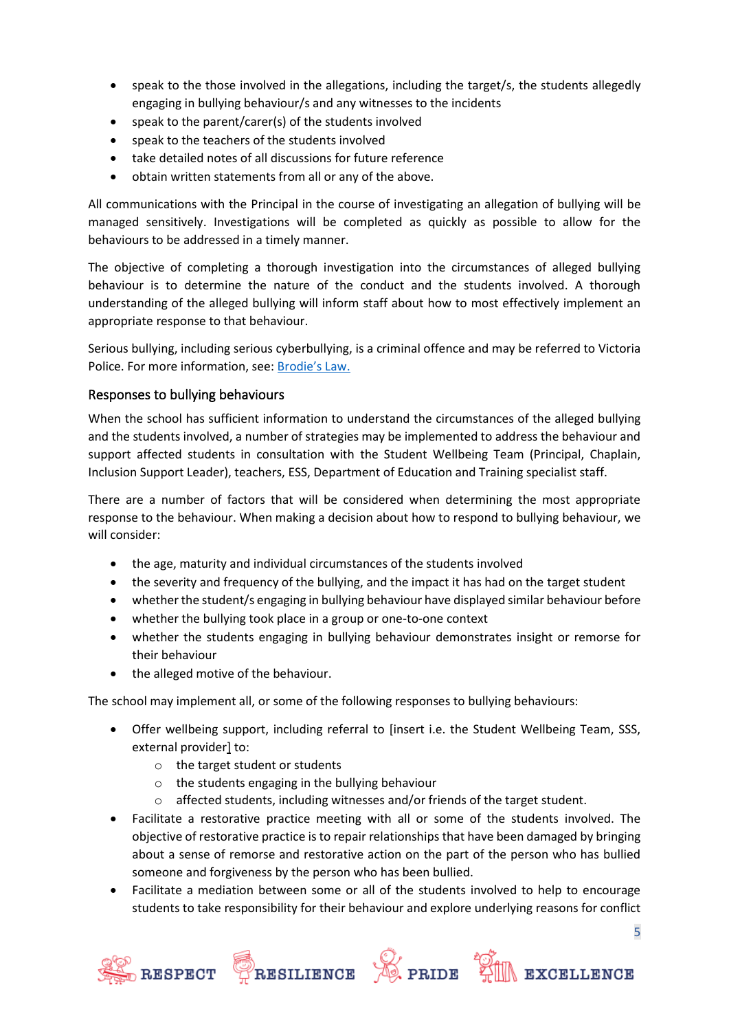- speak to the those involved in the allegations, including the target/s, the students allegedly engaging in bullying behaviour/s and any witnesses to the incidents
- speak to the parent/carer(s) of the students involved
- speak to the teachers of the students involved
- take detailed notes of all discussions for future reference
- obtain written statements from all or any of the above.

All communications with the Principal in the course of investigating an allegation of bullying will be managed sensitively. Investigations will be completed as quickly as possible to allow for the behaviours to be addressed in a timely manner.

The objective of completing a thorough investigation into the circumstances of alleged bullying behaviour is to determine the nature of the conduct and the students involved. A thorough understanding of the alleged bullying will inform staff about how to most effectively implement an appropriate response to that behaviour.

Serious bullying, including serious cyberbullying, is a criminal offence and may be referred to Victoria Police. For more information, see: Brodie's Law.

## Responses to bullying behaviours

When the school has sufficient information to understand the circumstances of the alleged bullying and the students involved, a number of strategies may be implemented to address the behaviour and support affected students in consultation with the Student Wellbeing Team (Principal, Chaplain, Inclusion Support Leader), teachers, ESS, Department of Education and Training specialist staff.

There are a number of factors that will be considered when determining the most appropriate response to the behaviour. When making a decision about how to respond to bullying behaviour, we will consider:

- the age, maturity and individual circumstances of the students involved
- the severity and frequency of the bullying, and the impact it has had on the target student
- whether the student/s engaging in bullying behaviour have displayed similar behaviour before
- whether the bullying took place in a group or one-to-one context
- whether the students engaging in bullying behaviour demonstrates insight or remorse for their behaviour
- the alleged motive of the behaviour.

The school may implement all, or some of the following responses to bullying behaviours:

- Offer wellbeing support, including referral to [insert i.e. the Student Wellbeing Team, SSS, external provider] to:
    - the target student or students
    - the students engaging in the bullying behaviour
    - affected students, including witnesses and/or friends of the target student.
- Facilitate a restorative practice meeting with all or some of the students involved. The objective of restorative practice is to repair relationships that have been damaged by bringing about a sense of remorse and restorative action on the part of the person who has bullied someone and forgiveness by the person who has been bullied.
- Facilitate a mediation between some or all of the students involved to help to encourage students to take responsibility for their behaviour and explore underlying reasons for conflict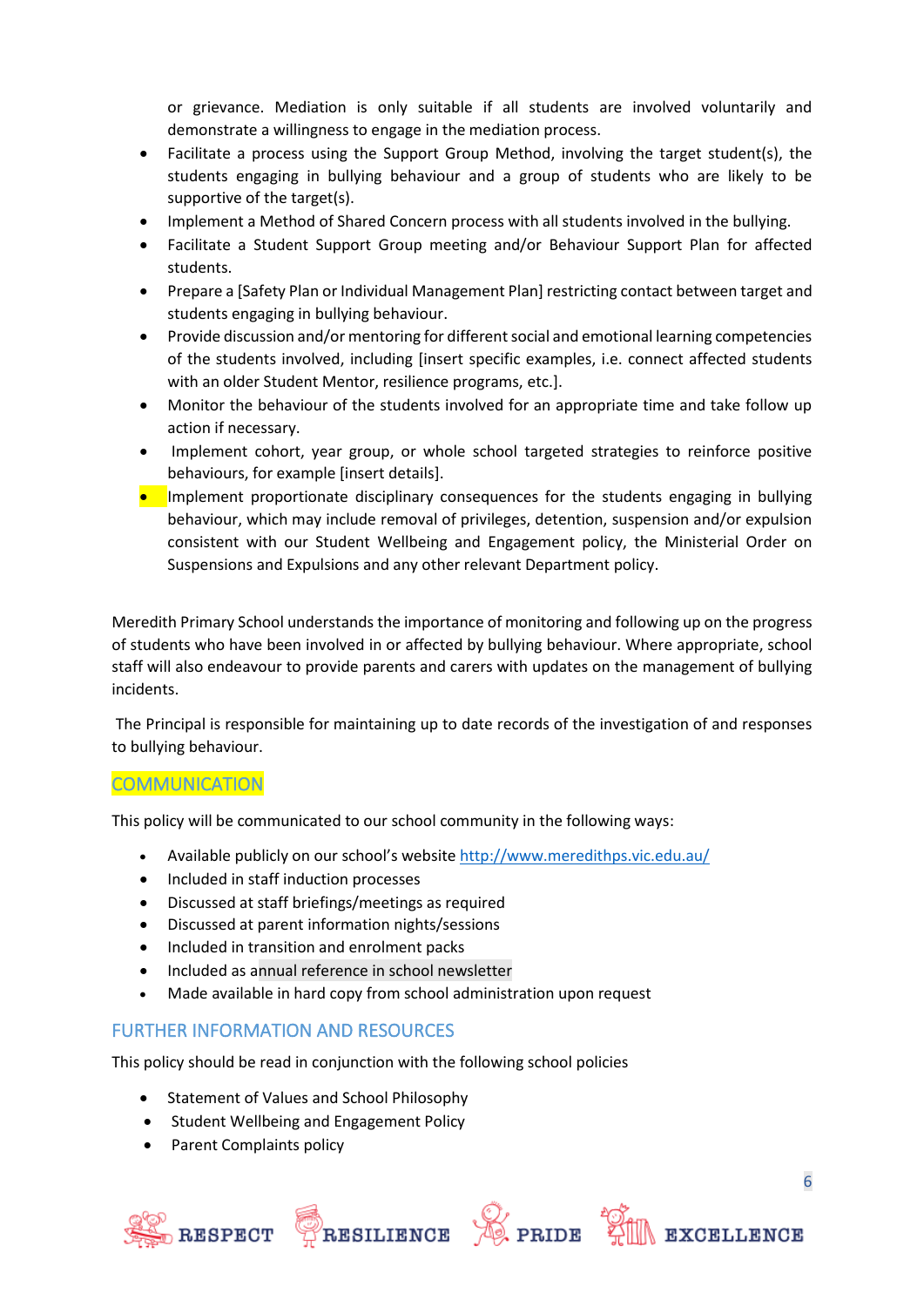or grievance. Mediation is only suitable if all students are involved voluntarily and demonstrate a willingness to engage in the mediation process.

- Facilitate a process using the Support Group Method, involving the target student(s), the students engaging in bullying behaviour and a group of students who are likely to be supportive of the target(s).
- Implement a Method of Shared Concern process with all students involved in the bullying.
- Facilitate a Student Support Group meeting and/or Behaviour Support Plan for affected students.
- Prepare a [Safety Plan or Individual Management Plan] restricting contact between target and students engaging in bullying behaviour.
- Provide discussion and/or mentoring for different social and emotional learning competencies of the students involved, including [insert specific examples, i.e. connect affected students with an older Student Mentor, resilience programs, etc.].
- Monitor the behaviour of the students involved for an appropriate time and take follow up action if necessary.
- Implement cohort, year group, or whole school targeted strategies to reinforce positive behaviours, for example [insert details].
- Implement proportionate disciplinary consequences for the students engaging in bullying behaviour, which may include removal of privileges, detention, suspension and/or expulsion consistent with our Student Wellbeing and Engagement policy, the Ministerial Order on Suspensions and Expulsions and any other relevant Department policy.

Meredith Primary School understands the importance of monitoring and following up on the progress of students who have been involved in or affected by bullying behaviour. Where appropriate, school staff will also endeavour to provide parents and carers with updates on the management of bullying incidents.

The Principal is responsible for maintaining up to date records of the investigation of and responses to bullying behaviour.

## COMMUNICATION

This policy will be communicated to our school community in the following ways:

- Available publicly on our school's website http://www.meredithps.vic.edu.au/
- Included in staff induction processes
- Discussed at staff briefings/meetings as required
- Discussed at parent information nights/sessions
- Included in transition and enrolment packs
- Included as annual reference in school newsletter
- Made available in hard copy from school administration upon request

## FURTHER INFORMATION AND RESOURCES

This policy should be read in conjunction with the following school policies

- Statement of Values and School Philosophy
- Student Wellbeing and Engagement Policy
- Parent Complaints policy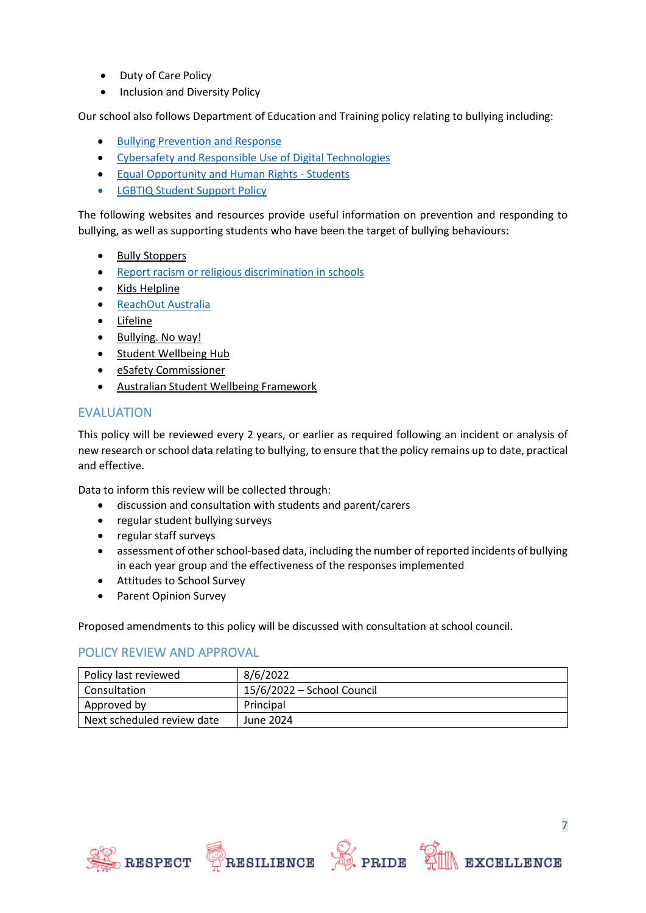- Duty of Care Policy
- Inclusion and Diversity Policy

Our school also follows Department of Education and Training policy relating to bullying including:

- Bullying Prevention and Response
- Cybersafety and Responsible Use of Digital Technologies
- Equal Opportunity and Human Rights - Students
- LGBTIQ Student Support Policy

The following websites and resources provide useful information on prevention and responding to bullying, as well as supporting students who have been the target of bullying behaviours:

- Bully Stoppers
- Report racism or religious discrimination in schools
- Kids Helpline
- ReachOut Australia
- Lifeline
- Bullying. No way!
- Student Wellbeing Hub
- eSafety Commissioner
- Australian Student Wellbeing Framework

## EVALUATION

This policy will be reviewed every 2 years, or earlier as required following an incident or analysis of new research or school data relating to bullying, to ensure that the policy remains up to date, practical and effective.

Data to inform this review will be collected through:

- discussion and consultation with students and parent/carers
- regular student bullying surveys
- regular staff surveys
- assessment of other school-based data, including the number of reported incidents of bullying in each year group and the effectiveness of the responses implemented
- Attitudes to School Survey
- Parent Opinion Survey

Proposed amendments to this policy will be discussed with consultation at school council.

## POLICY REVIEW AND APPROVAL

| | |
|---|---|
| Policy last reviewed | 8/6/2022 |
| Consultation | 15/6/2022 – School Council |
| Approved by | Principal |
| Next scheduled review date | June 2024 |